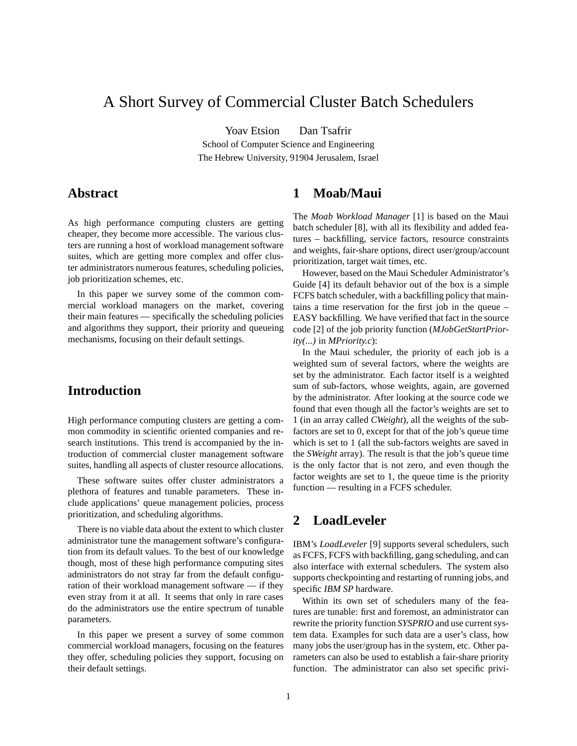# A Short Survey of Commercial Cluster Batch Schedulers

Yoav Etsion  Dan Tsafrir

School of Computer Science and Engineering
The Hebrew University, 91904 Jerusalem, Israel

## Abstract

As high performance computing clusters are getting cheaper, they become more accessible. The various clusters are running a host of workload management software suites, which are getting more complex and offer cluster administrators numerous features, scheduling policies, job prioritization schemes, etc.

In this paper we survey some of the common commercial workload managers on the market, covering their main features — specifically the scheduling policies and algorithms they support, their priority and queueing mechanisms, focusing on their default settings.

## Introduction

High performance computing clusters are getting a common commodity in scientific oriented companies and research institutions. This trend is accompanied by the introduction of commercial cluster management software suites, handling all aspects of cluster resource allocations.

These software suites offer cluster administrators a plethora of features and tunable parameters. These include applications' queue management policies, process prioritization, and scheduling algorithms.

There is no viable data about the extent to which cluster administrator tune the management software's configuration from its default values. To the best of our knowledge though, most of these high performance computing sites administrators do not stray far from the default configuration of their workload management software — if they even stray from it at all. It seems that only in rare cases do the administrators use the entire spectrum of tunable parameters.

In this paper we present a survey of some common commercial workload managers, focusing on the features they offer, scheduling policies they support, focusing on their default settings.

## 1 Moab/Maui

The *Moab Workload Manager* [1] is based on the Maui batch scheduler [8], with all its flexibility and added features – backfilling, service factors, resource constraints and weights, fair-share options, direct user/group/account prioritization, target wait times, etc.

However, based on the Maui Scheduler Administrator's Guide [4] its default behavior out of the box is a simple FCFS batch scheduler, with a backfilling policy that maintains a time reservation for the first job in the queue – EASY backfilling. We have verified that fact in the source code [2] of the job priority function (*MJobGetStartPriority(...)* in *MPriority.c*):

In the Maui scheduler, the priority of each job is a weighted sum of several factors, where the weights are set by the administrator. Each factor itself is a weighted sum of sub-factors, whose weights, again, are governed by the administrator. After looking at the source code we found that even though all the factor's weights are set to 1 (in an array called *CWeight*), all the weights of the sub-factors are set to 0, except for that of the job's queue time which is set to 1 (all the sub-factors weights are saved in the *SWeight* array). The result is that the job's queue time is the only factor that is not zero, and even though the factor weights are set to 1, the queue time is the priority function — resulting in a FCFS scheduler.

## 2 LoadLeveler

IBM's *LoadLeveler* [9] supports several schedulers, such as FCFS, FCFS with backfilling, gang scheduling, and can also interface with external schedulers. The system also supports checkpointing and restarting of running jobs, and specific *IBM SP* hardware.

Within its own set of schedulers many of the features are tunable: first and foremost, an administrator can rewrite the priority function *SYSPRIO* and use current system data. Examples for such data are a user's class, how many jobs the user/group has in the system, etc. Other parameters can also be used to establish a fair-share priority function. The administrator can also set specific privi-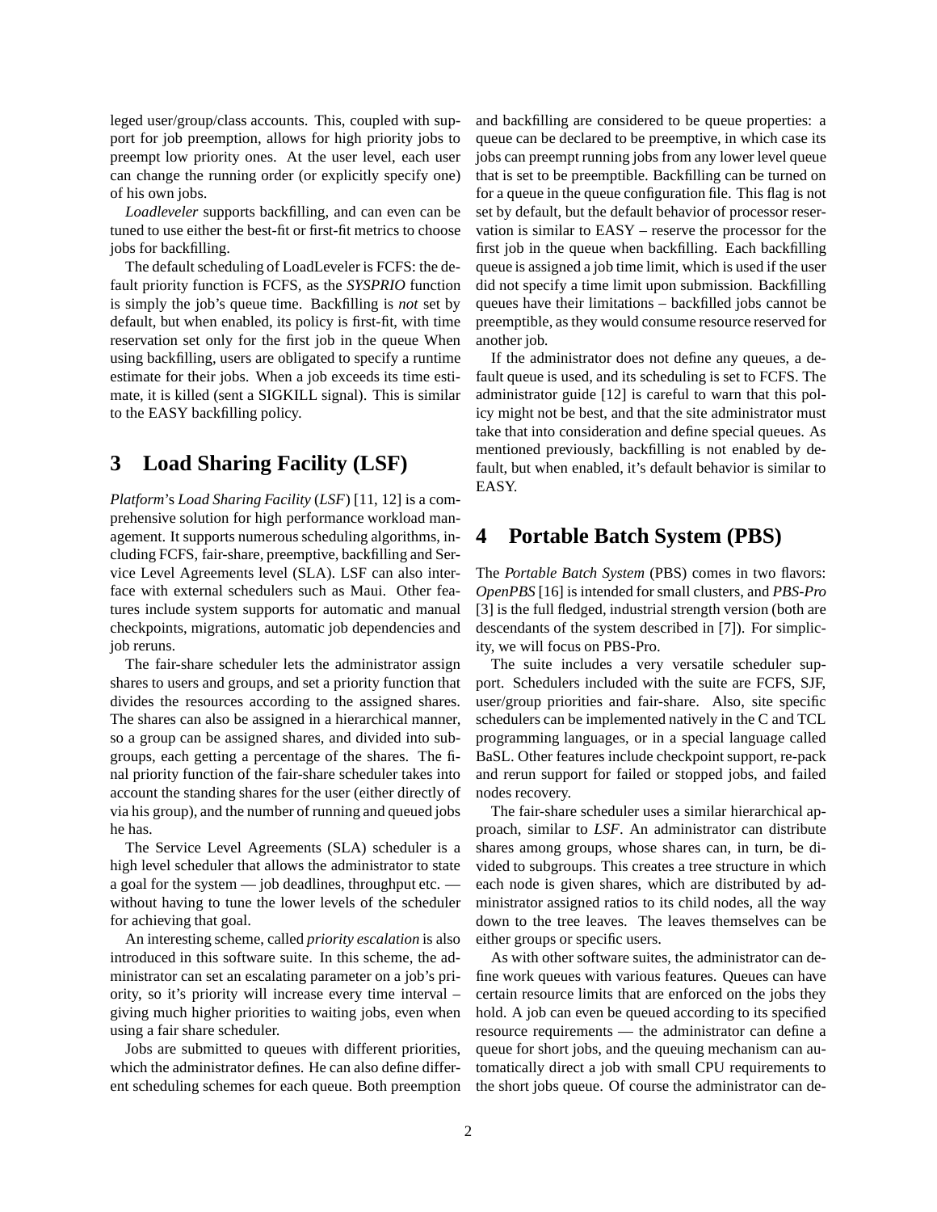leged user/group/class accounts. This, coupled with support for job preemption, allows for high priority jobs to preempt low priority ones. At the user level, each user can change the running order (or explicitly specify one) of his own jobs.

*Loadleveler* supports backfilling, and can even can be tuned to use either the best-fit or first-fit metrics to choose jobs for backfilling.

The default scheduling of LoadLeveler is FCFS: the default priority function is FCFS, as the *SYSPRIO* function is simply the job's queue time. Backfilling is *not* set by default, but when enabled, its policy is first-fit, with time reservation set only for the first job in the queue When using backfilling, users are obligated to specify a runtime estimate for their jobs. When a job exceeds its time estimate, it is killed (sent a SIGKILL signal). This is similar to the EASY backfilling policy.

# 3 Load Sharing Facility (LSF)

*Platform*'s *Load Sharing Facility* (*LSF*) [11, 12] is a comprehensive solution for high performance workload management. It supports numerous scheduling algorithms, including FCFS, fair-share, preemptive, backfilling and Service Level Agreements level (SLA). LSF can also interface with external schedulers such as Maui. Other features include system supports for automatic and manual checkpoints, migrations, automatic job dependencies and job reruns.

The fair-share scheduler lets the administrator assign shares to users and groups, and set a priority function that divides the resources according to the assigned shares. The shares can also be assigned in a hierarchical manner, so a group can be assigned shares, and divided into subgroups, each getting a percentage of the shares. The final priority function of the fair-share scheduler takes into account the standing shares for the user (either directly of via his group), and the number of running and queued jobs he has.

The Service Level Agreements (SLA) scheduler is a high level scheduler that allows the administrator to state a goal for the system — job deadlines, throughput etc. — without having to tune the lower levels of the scheduler for achieving that goal.

An interesting scheme, called *priority escalation* is also introduced in this software suite. In this scheme, the administrator can set an escalating parameter on a job's priority, so it's priority will increase every time interval – giving much higher priorities to waiting jobs, even when using a fair share scheduler.

Jobs are submitted to queues with different priorities, which the administrator defines. He can also define different scheduling schemes for each queue. Both preemption and backfilling are considered to be queue properties: a queue can be declared to be preemptive, in which case its jobs can preempt running jobs from any lower level queue that is set to be preemptible. Backfilling can be turned on for a queue in the queue configuration file. This flag is not set by default, but the default behavior of processor reservation is similar to EASY – reserve the processor for the first job in the queue when backfilling. Each backfilling queue is assigned a job time limit, which is used if the user did not specify a time limit upon submission. Backfilling queues have their limitations – backfilled jobs cannot be preemptible, as they would consume resource reserved for another job.

If the administrator does not define any queues, a default queue is used, and its scheduling is set to FCFS. The administrator guide [12] is careful to warn that this policy might not be best, and that the site administrator must take that into consideration and define special queues. As mentioned previously, backfilling is not enabled by default, but when enabled, it's default behavior is similar to EASY.

# 4 Portable Batch System (PBS)

The *Portable Batch System* (PBS) comes in two flavors: *OpenPBS* [16] is intended for small clusters, and *PBS-Pro* [3] is the full fledged, industrial strength version (both are descendants of the system described in [7]). For simplicity, we will focus on PBS-Pro.

The suite includes a very versatile scheduler support. Schedulers included with the suite are FCFS, SJF, user/group priorities and fair-share. Also, site specific schedulers can be implemented natively in the C and TCL programming languages, or in a special language called BaSL. Other features include checkpoint support, re-pack and rerun support for failed or stopped jobs, and failed nodes recovery.

The fair-share scheduler uses a similar hierarchical approach, similar to *LSF*. An administrator can distribute shares among groups, whose shares can, in turn, be divided to subgroups. This creates a tree structure in which each node is given shares, which are distributed by administrator assigned ratios to its child nodes, all the way down to the tree leaves. The leaves themselves can be either groups or specific users.

As with other software suites, the administrator can define work queues with various features. Queues can have certain resource limits that are enforced on the jobs they hold. A job can even be queued according to its specified resource requirements — the administrator can define a queue for short jobs, and the queuing mechanism can automatically direct a job with small CPU requirements to the short jobs queue. Of course the administrator can de-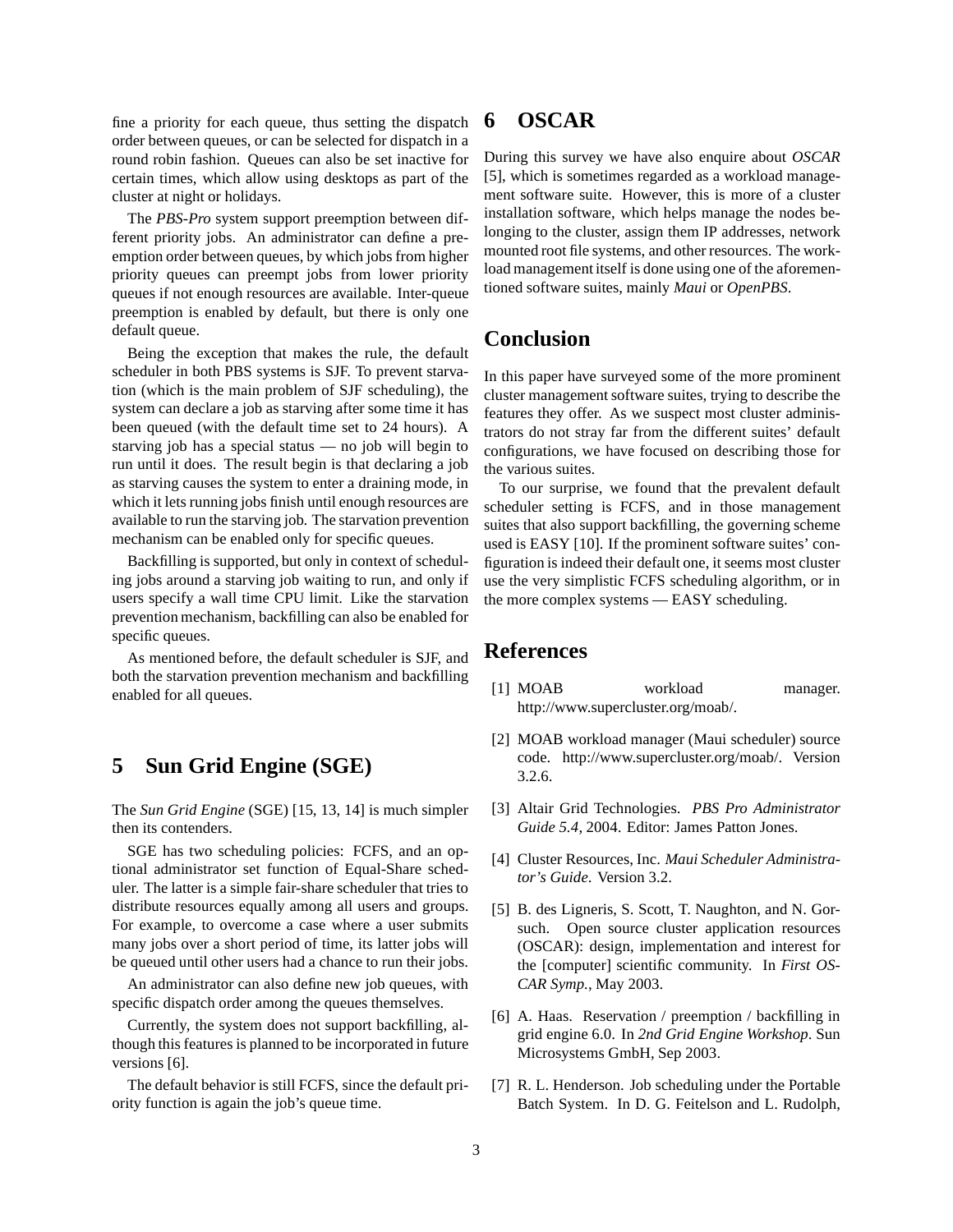fine a priority for each queue, thus setting the dispatch order between queues, or can be selected for dispatch in a round robin fashion. Queues can also be set inactive for certain times, which allow using desktops as part of the cluster at night or holidays.

The *PBS-Pro* system support preemption between different priority jobs. An administrator can define a preemption order between queues, by which jobs from higher priority queues can preempt jobs from lower priority queues if not enough resources are available. Inter-queue preemption is enabled by default, but there is only one default queue.

Being the exception that makes the rule, the default scheduler in both PBS systems is SJF. To prevent starvation (which is the main problem of SJF scheduling), the system can declare a job as starving after some time it has been queued (with the default time set to 24 hours). A starving job has a special status — no job will begin to run until it does. The result begin is that declaring a job as starving causes the system to enter a draining mode, in which it lets running jobs finish until enough resources are available to run the starving job. The starvation prevention mechanism can be enabled only for specific queues.

Backfilling is supported, but only in context of scheduling jobs around a starving job waiting to run, and only if users specify a wall time CPU limit. Like the starvation prevention mechanism, backfilling can also be enabled for specific queues.

As mentioned before, the default scheduler is SJF, and both the starvation prevention mechanism and backfilling enabled for all queues.

# 5 Sun Grid Engine (SGE)

The *Sun Grid Engine* (SGE) [15, 13, 14] is much simpler then its contenders.

SGE has two scheduling policies: FCFS, and an optional administrator set function of Equal-Share scheduler. The latter is a simple fair-share scheduler that tries to distribute resources equally among all users and groups. For example, to overcome a case where a user submits many jobs over a short period of time, its latter jobs will be queued until other users had a chance to run their jobs.

An administrator can also define new job queues, with specific dispatch order among the queues themselves.

Currently, the system does not support backfilling, although this features is planned to be incorporated in future versions [6].

The default behavior is still FCFS, since the default priority function is again the job's queue time.

# 6 OSCAR

During this survey we have also enquire about *OSCAR* [5], which is sometimes regarded as a workload management software suite. However, this is more of a cluster installation software, which helps manage the nodes belonging to the cluster, assign them IP addresses, network mounted root file systems, and other resources. The workload management itself is done using one of the aforementioned software suites, mainly *Maui* or *OpenPBS*.

# Conclusion

In this paper have surveyed some of the more prominent cluster management software suites, trying to describe the features they offer. As we suspect most cluster administrators do not stray far from the different suites' default configurations, we have focused on describing those for the various suites.

To our surprise, we found that the prevalent default scheduler setting is FCFS, and in those management suites that also support backfilling, the governing scheme used is EASY [10]. If the prominent software suites' configuration is indeed their default one, it seems most cluster use the very simplistic FCFS scheduling algorithm, or in the more complex systems — EASY scheduling.

# References

[1] MOAB workload manager. http://www.supercluster.org/moab/.

[2] MOAB workload manager (Maui scheduler) source code. http://www.supercluster.org/moab/. Version 3.2.6.

[3] Altair Grid Technologies. *PBS Pro Administrator Guide 5.4*, 2004. Editor: James Patton Jones.

[4] Cluster Resources, Inc. *Maui Scheduler Administrator's Guide*. Version 3.2.

[5] B. des Ligneris, S. Scott, T. Naughton, and N. Gorsuch. Open source cluster application resources (OSCAR): design, implementation and interest for the [computer] scientific community. In *First OSCAR Symp.*, May 2003.

[6] A. Haas. Reservation / preemption / backfilling in grid engine 6.0. In *2nd Grid Engine Workshop*. Sun Microsystems GmbH, Sep 2003.

[7] R. L. Henderson. Job scheduling under the Portable Batch System. In D. G. Feitelson and L. Rudolph,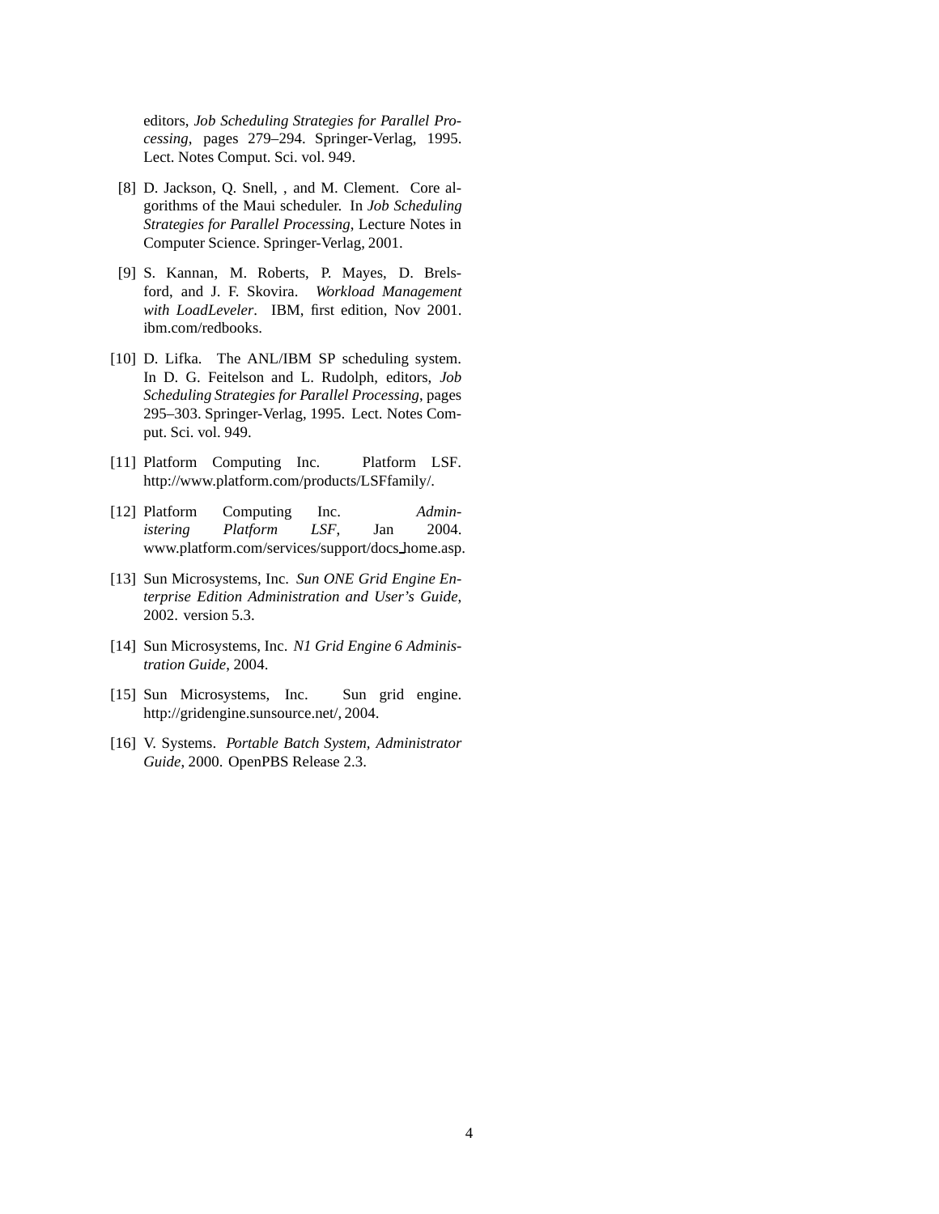editors, *Job Scheduling Strategies for Parallel Processing*, pages 279–294. Springer-Verlag, 1995. Lect. Notes Comput. Sci. vol. 949.

[8] D. Jackson, Q. Snell, , and M. Clement. Core algorithms of the Maui scheduler. In *Job Scheduling Strategies for Parallel Processing*, Lecture Notes in Computer Science. Springer-Verlag, 2001.

[9] S. Kannan, M. Roberts, P. Mayes, D. Brelsford, and J. F. Skovira. *Workload Management with LoadLeveler*. IBM, first edition, Nov 2001. ibm.com/redbooks.

[10] D. Lifka. The ANL/IBM SP scheduling system. In D. G. Feitelson and L. Rudolph, editors, *Job Scheduling Strategies for Parallel Processing*, pages 295–303. Springer-Verlag, 1995. Lect. Notes Comput. Sci. vol. 949.

[11] Platform Computing Inc. Platform LSF. http://www.platform.com/products/LSFfamily/.

[12] Platform Computing Inc. *Administering Platform LSF*, Jan 2004. www.platform.com/services/support/docs_home.asp.

[13] Sun Microsystems, Inc. *Sun ONE Grid Engine Enterprise Edition Administration and User's Guide*, 2002. version 5.3.

[14] Sun Microsystems, Inc. *N1 Grid Engine 6 Administration Guide*, 2004.

[15] Sun Microsystems, Inc. Sun grid engine. http://gridengine.sunsource.net/, 2004.

[16] V. Systems. *Portable Batch System, Administrator Guide*, 2000. OpenPBS Release 2.3.